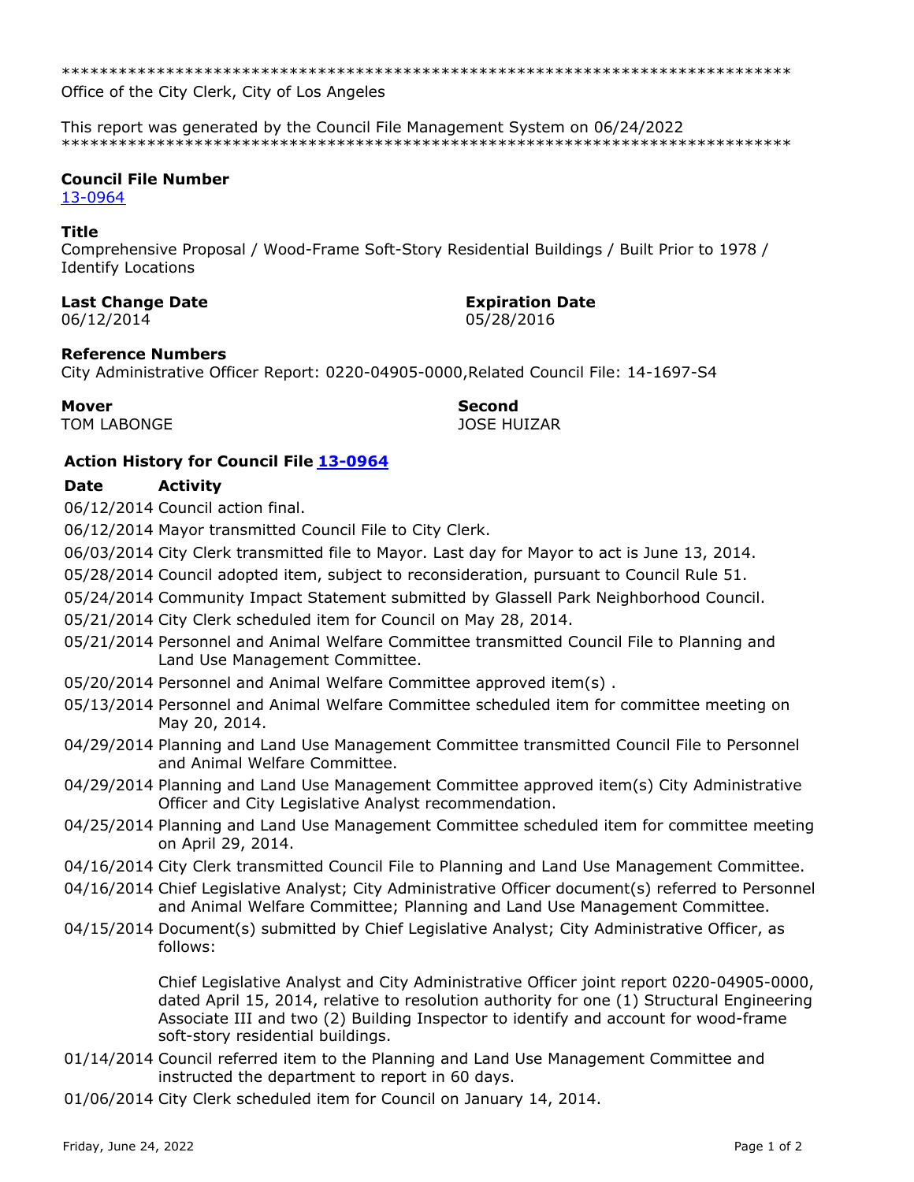******************************************************************************

Office of the City Clerk, City of Los Angeles

This report was generated by the Council File Management System on 06/24/2022

******************************************************************************

**Council File Number**

13-0964

**Title**

Comprehensive Proposal / Wood-Frame Soft-Story Residential Buildings / Built Prior to 1978 / Identify Locations

**Last Change Date**

06/12/2014

**Expiration Date**

05/28/2016

**Reference Numbers**

City Administrative Officer Report: 0220-04905-0000,Related Council File: 14-1697-S4

**Mover**

TOM LABONGE

**Second**

JOSE HUIZAR

**Action History for Council File 13-0964**

| Date | Activity |
|---|---|
| 06/12/2014 | Council action final. |
| 06/12/2014 | Mayor transmitted Council File to City Clerk. |
| 06/03/2014 | City Clerk transmitted file to Mayor. Last day for Mayor to act is June 13, 2014. |
| 05/28/2014 | Council adopted item, subject to reconsideration, pursuant to Council Rule 51. |
| 05/24/2014 | Community Impact Statement submitted by Glassell Park Neighborhood Council. |
| 05/21/2014 | City Clerk scheduled item for Council on May 28, 2014. |
| 05/21/2014 | Personnel and Animal Welfare Committee transmitted Council File to Planning and Land Use Management Committee. |
| 05/20/2014 | Personnel and Animal Welfare Committee approved item(s) . |
| 05/13/2014 | Personnel and Animal Welfare Committee scheduled item for committee meeting on May 20, 2014. |
| 04/29/2014 | Planning and Land Use Management Committee transmitted Council File to Personnel and Animal Welfare Committee. |
| 04/29/2014 | Planning and Land Use Management Committee approved item(s) City Administrative Officer and City Legislative Analyst recommendation. |
| 04/25/2014 | Planning and Land Use Management Committee scheduled item for committee meeting on April 29, 2014. |
| 04/16/2014 | City Clerk transmitted Council File to Planning and Land Use Management Committee. |
| 04/16/2014 | Chief Legislative Analyst; City Administrative Officer document(s) referred to Personnel and Animal Welfare Committee; Planning and Land Use Management Committee. |
| 04/15/2014 | Document(s) submitted by Chief Legislative Analyst; City Administrative Officer, as follows:<br><br>Chief Legislative Analyst and City Administrative Officer joint report 0220-04905-0000, dated April 15, 2014, relative to resolution authority for one (1) Structural Engineering Associate III and two (2) Building Inspector to identify and account for wood-frame soft-story residential buildings. |
| 01/14/2014 | Council referred item to the Planning and Land Use Management Committee and instructed the department to report in 60 days. |
| 01/06/2014 | City Clerk scheduled item for Council on January 14, 2014. |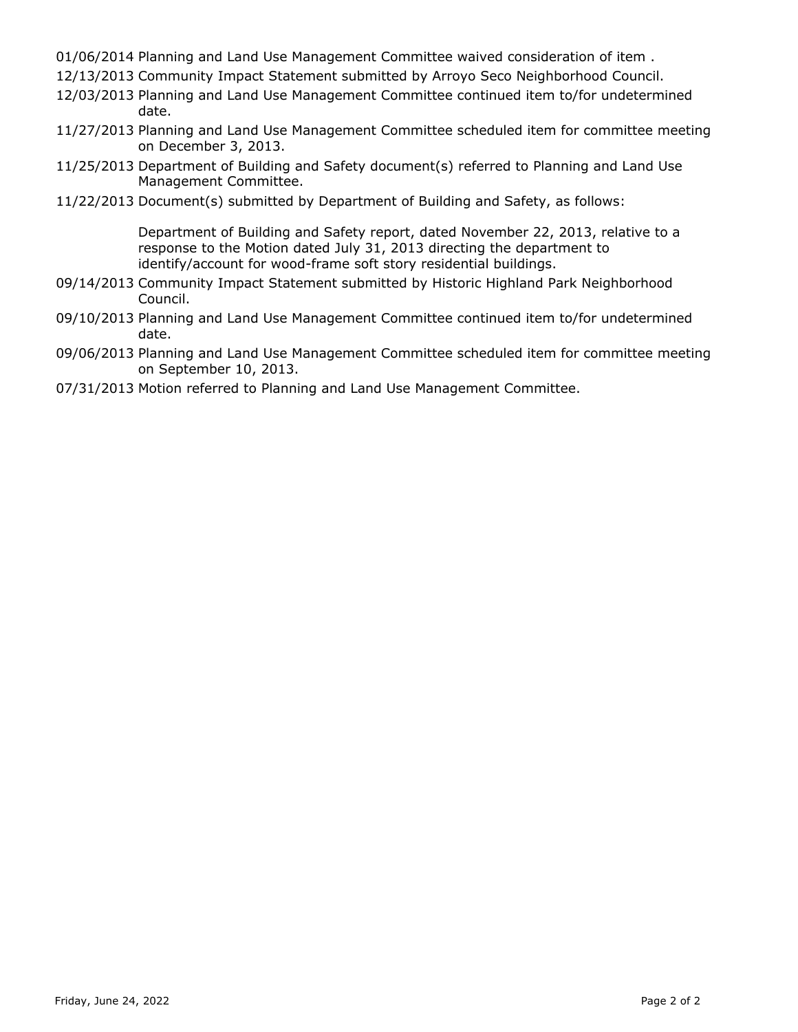01/06/2014 Planning and Land Use Management Committee waived consideration of item .

12/13/2013 Community Impact Statement submitted by Arroyo Seco Neighborhood Council.

12/03/2013 Planning and Land Use Management Committee continued item to/for undetermined date.

11/27/2013 Planning and Land Use Management Committee scheduled item for committee meeting on December 3, 2013.

11/25/2013 Department of Building and Safety document(s) referred to Planning and Land Use Management Committee.

11/22/2013 Document(s) submitted by Department of Building and Safety, as follows:

Department of Building and Safety report, dated November 22, 2013, relative to a response to the Motion dated July 31, 2013 directing the department to identify/account for wood-frame soft story residential buildings.

09/14/2013 Community Impact Statement submitted by Historic Highland Park Neighborhood Council.

09/10/2013 Planning and Land Use Management Committee continued item to/for undetermined date.

09/06/2013 Planning and Land Use Management Committee scheduled item for committee meeting on September 10, 2013.

07/31/2013 Motion referred to Planning and Land Use Management Committee.